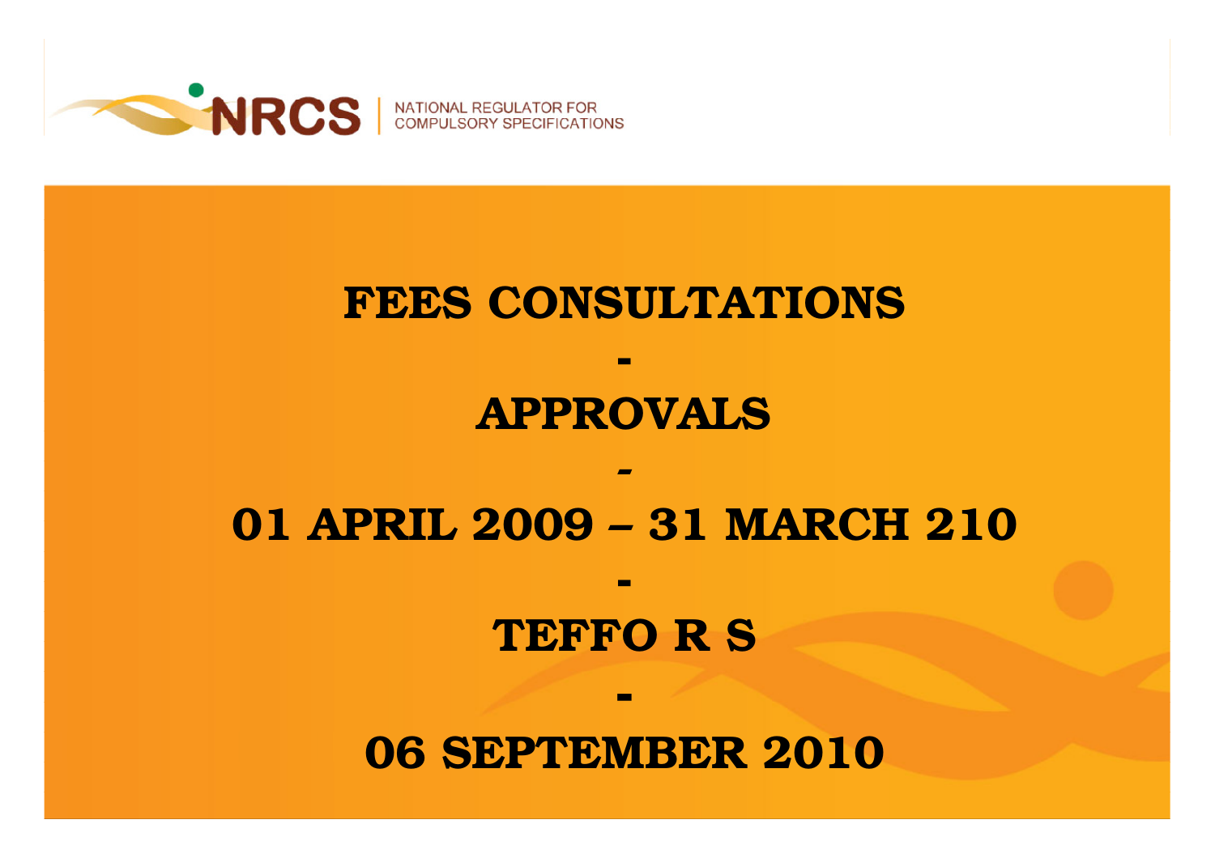NRCS | NATIONAL REGULATOR FOR COMPULSORY SPECIFICATIONS

# FEES CONSULTATIONS

-

# APPROVALS

-

# 01 APRIL 2009 – 31 MARCH 210

-

# TEFFO R S

-

# 06 SEPTEMBER 2010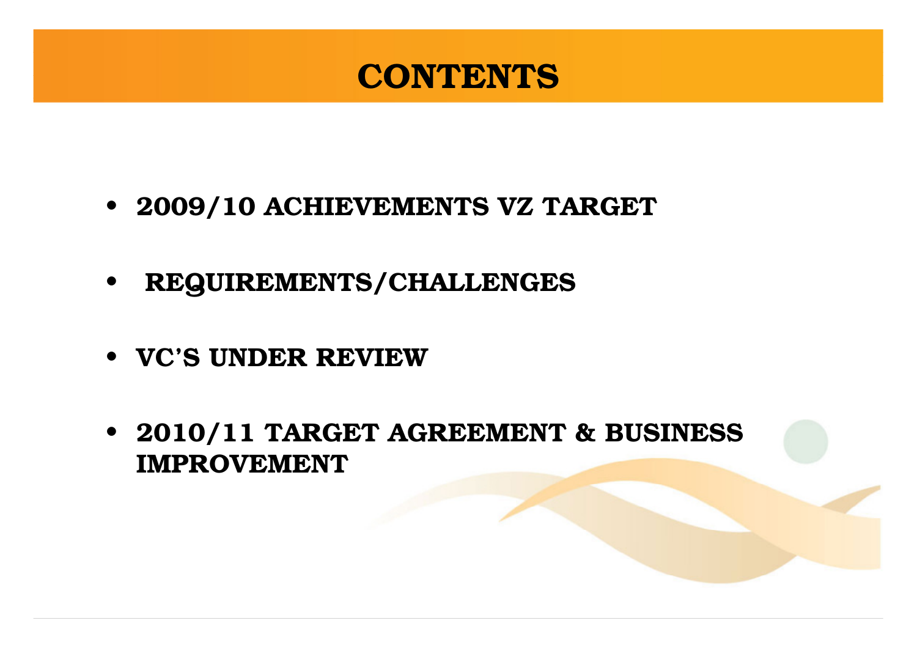# CONTENTS

- **2009/10 ACHIEVEMENTS VZ TARGET**
- **REQUIREMENTS/CHALLENGES**
- **VC'S UNDER REVIEW**
- **2010/11 TARGET AGREEMENT & BUSINESS IMPROVEMENT**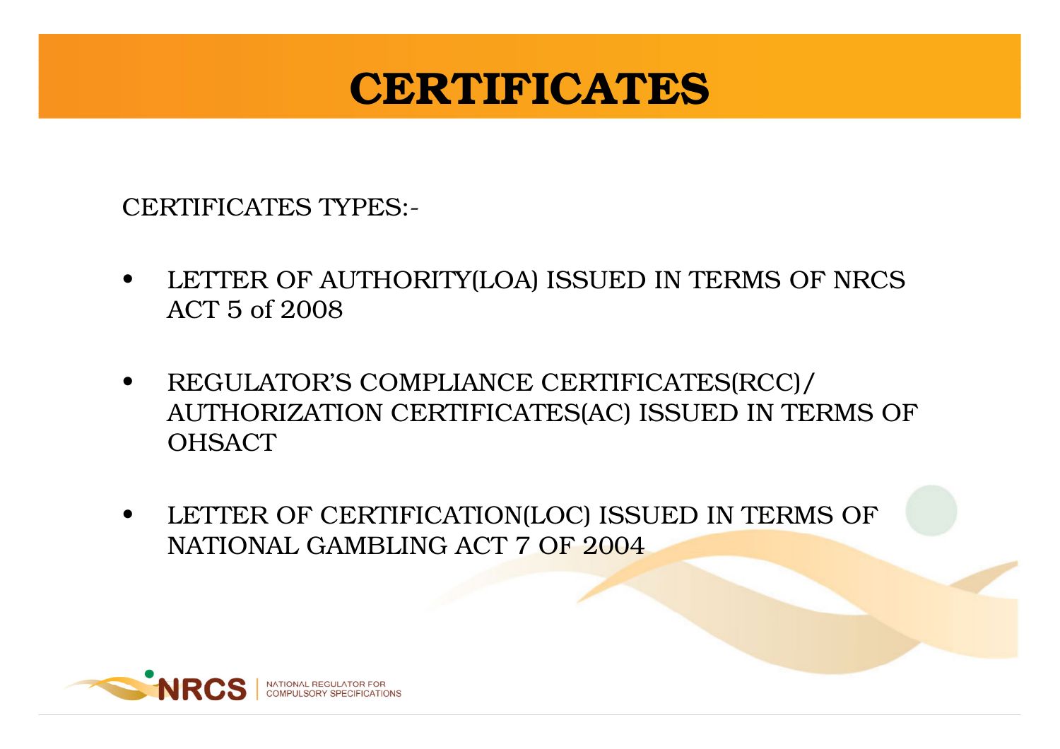# CERTIFICATES

CERTIFICATES TYPES:-

- LETTER OF AUTHORITY(LOA) ISSUED IN TERMS OF NRCS ACT 5 of 2008
- REGULATOR'S COMPLIANCE CERTIFICATES(RCC)/ AUTHORIZATION CERTIFICATES(AC) ISSUED IN TERMS OF OHSACT
- LETTER OF CERTIFICATION(LOC) ISSUED IN TERMS OF NATIONAL GAMBLING ACT 7 OF 2004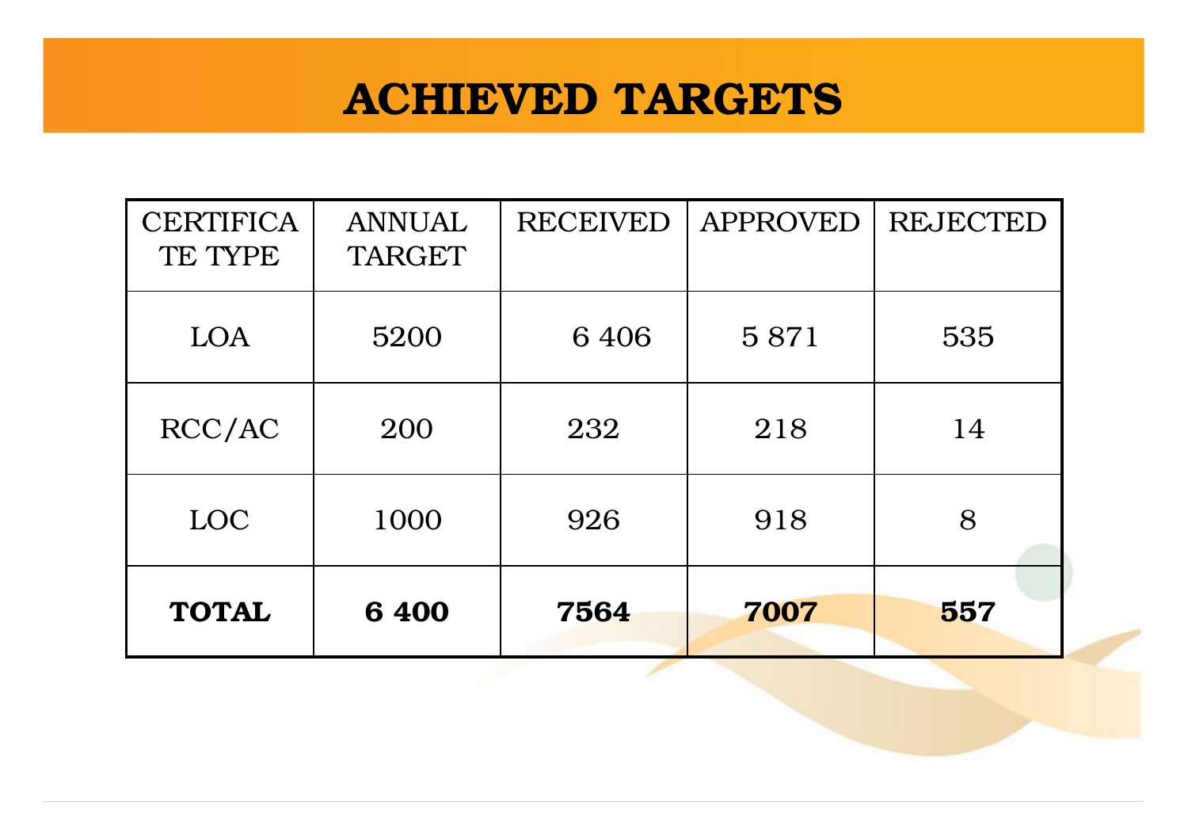# ACHIEVED TARGETS

| CERTIFICATE TYPE | ANNUAL TARGET | RECEIVED | APPROVED | REJECTED |
|---|---|---|---|---|
| LOA | 5200 | 6 406 | 5 871 | 535 |
| RCC/AC | 200 | 232 | 218 | 14 |
| LOC | 1000 | 926 | 918 | 8 |
| **TOTAL** | **6 400** | **7564** | **7007** | **557** |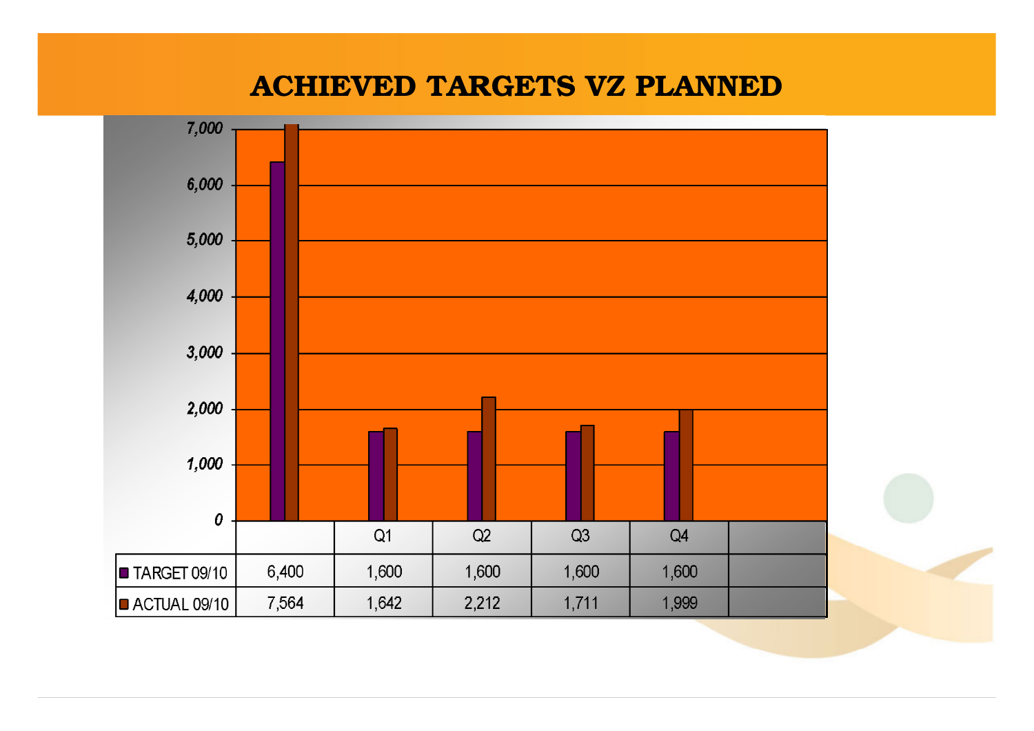# ACHIEVED TARGETS VZ PLANNED

| | | Q1 | Q2 | Q3 | Q4 | |
|---|---|---|---|---|---|---|
| TARGET 09/10 | 6,400 | 1,600 | 1,600 | 1,600 | 1,600 | |
| ACTUAL 09/10 | 7,564 | 1,642 | 2,212 | 1,711 | 1,999 | |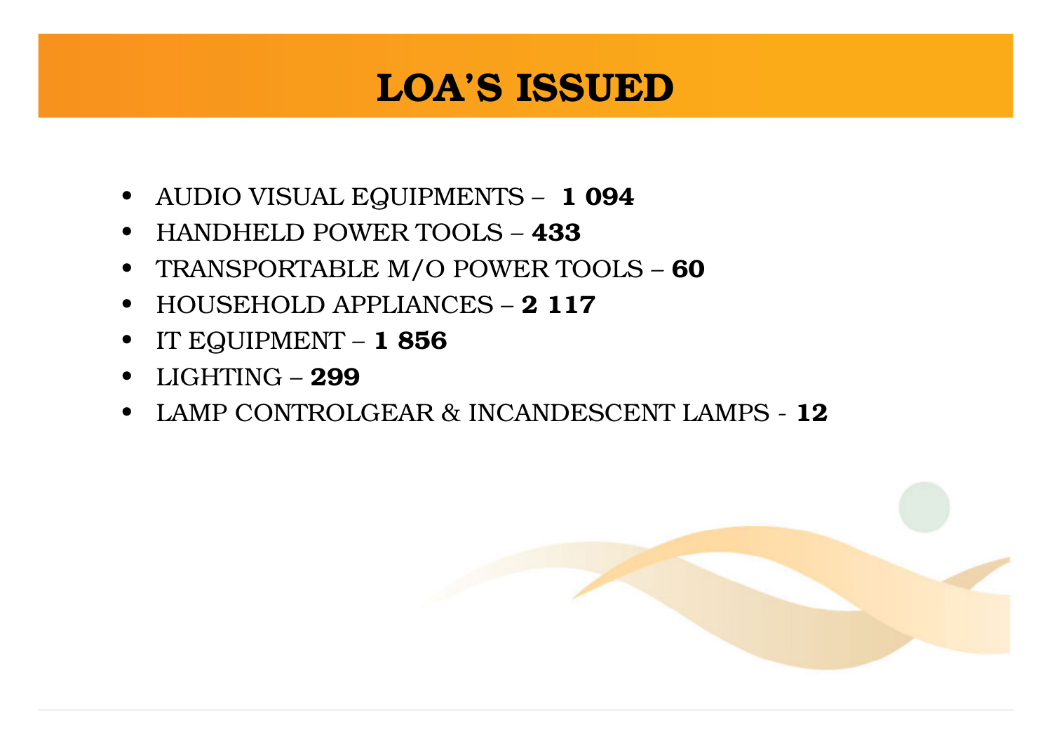# LOA'S ISSUED

- AUDIO VISUAL EQUIPMENTS – **1 094**
- HANDHELD POWER TOOLS – **433**
- TRANSPORTABLE M/O POWER TOOLS – **60**
- HOUSEHOLD APPLIANCES – **2 117**
- IT EQUIPMENT – **1 856**
- LIGHTING – **299**
- LAMP CONTROLGEAR & INCANDESCENT LAMPS - **12**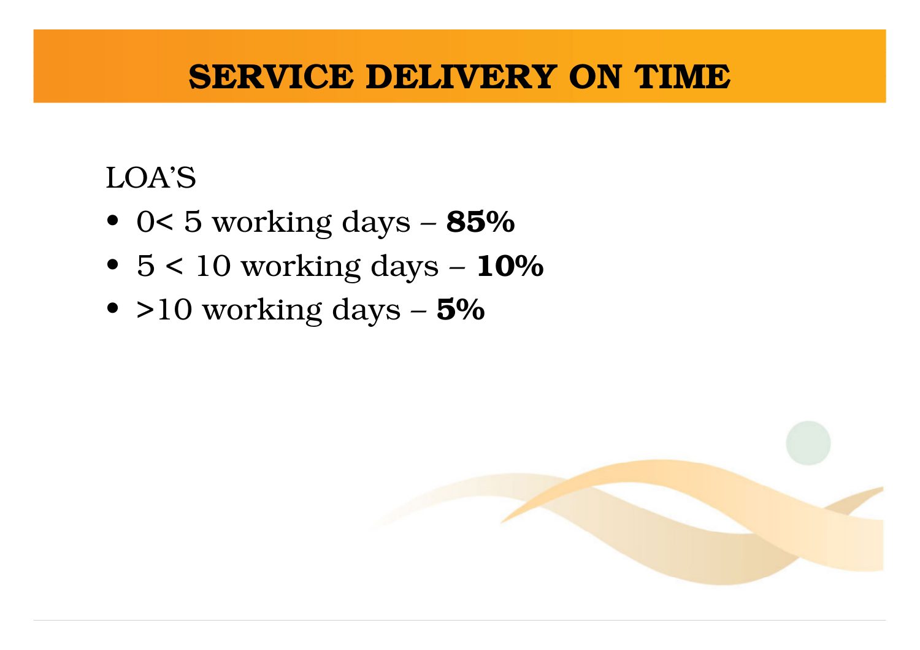# SERVICE DELIVERY ON TIME

LOA'S

- 0< 5 working days – **85%**
- 5 < 10 working days – **10%**
- >10 working days – **5%**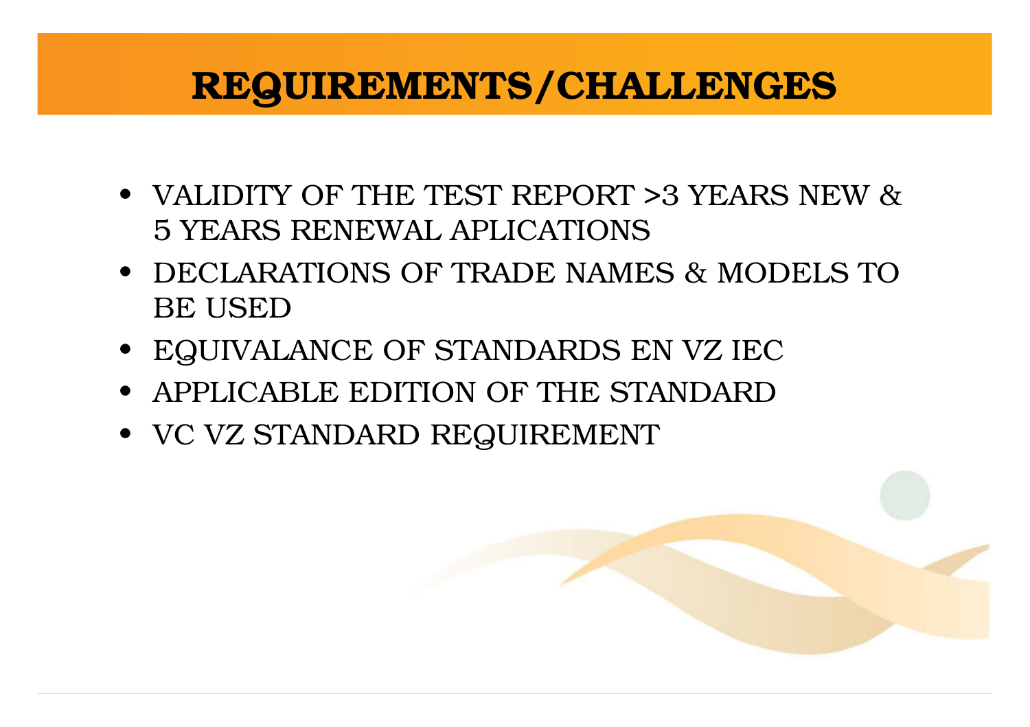# REQUIREMENTS/CHALLENGES

- VALIDITY OF THE TEST REPORT >3 YEARS NEW & 5 YEARS RENEWAL APLICATIONS
- DECLARATIONS OF TRADE NAMES & MODELS TO BE USED
- EQUIVALANCE OF STANDARDS EN VZ IEC
- APPLICABLE EDITION OF THE STANDARD
- VC VZ STANDARD REQUIREMENT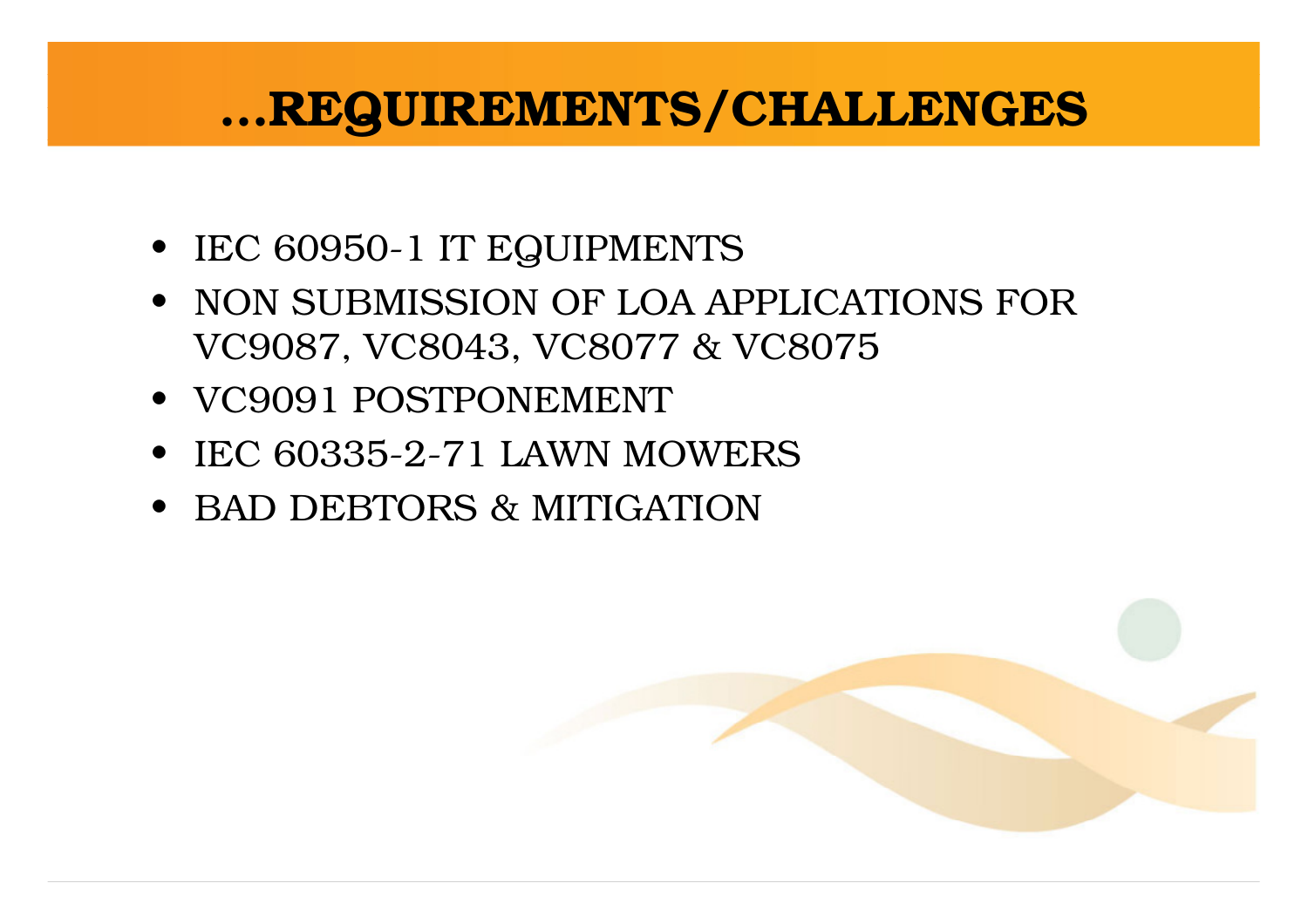# …REQUIREMENTS/CHALLENGES

- IEC 60950-1 IT EQUIPMENTS
- NON SUBMISSION OF LOA APPLICATIONS FOR VC9087, VC8043, VC8077 & VC8075
- VC9091 POSTPONEMENT
- IEC 60335-2-71 LAWN MOWERS
- BAD DEBTORS & MITIGATION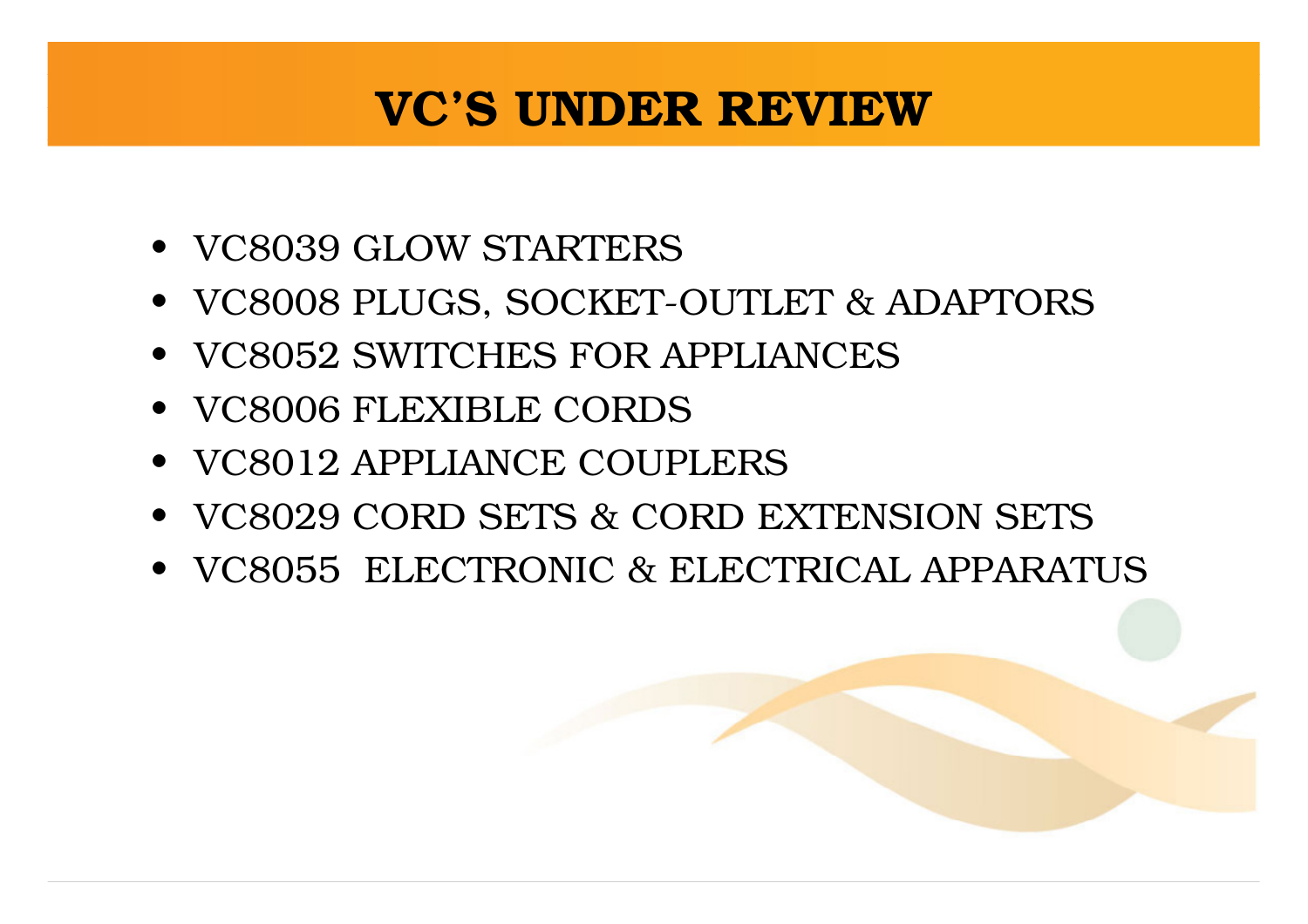# VC'S UNDER REVIEW

- VC8039 GLOW STARTERS
- VC8008 PLUGS, SOCKET-OUTLET & ADAPTORS
- VC8052 SWITCHES FOR APPLIANCES
- VC8006 FLEXIBLE CORDS
- VC8012 APPLIANCE COUPLERS
- VC8029 CORD SETS & CORD EXTENSION SETS
- VC8055 ELECTRONIC & ELECTRICAL APPARATUS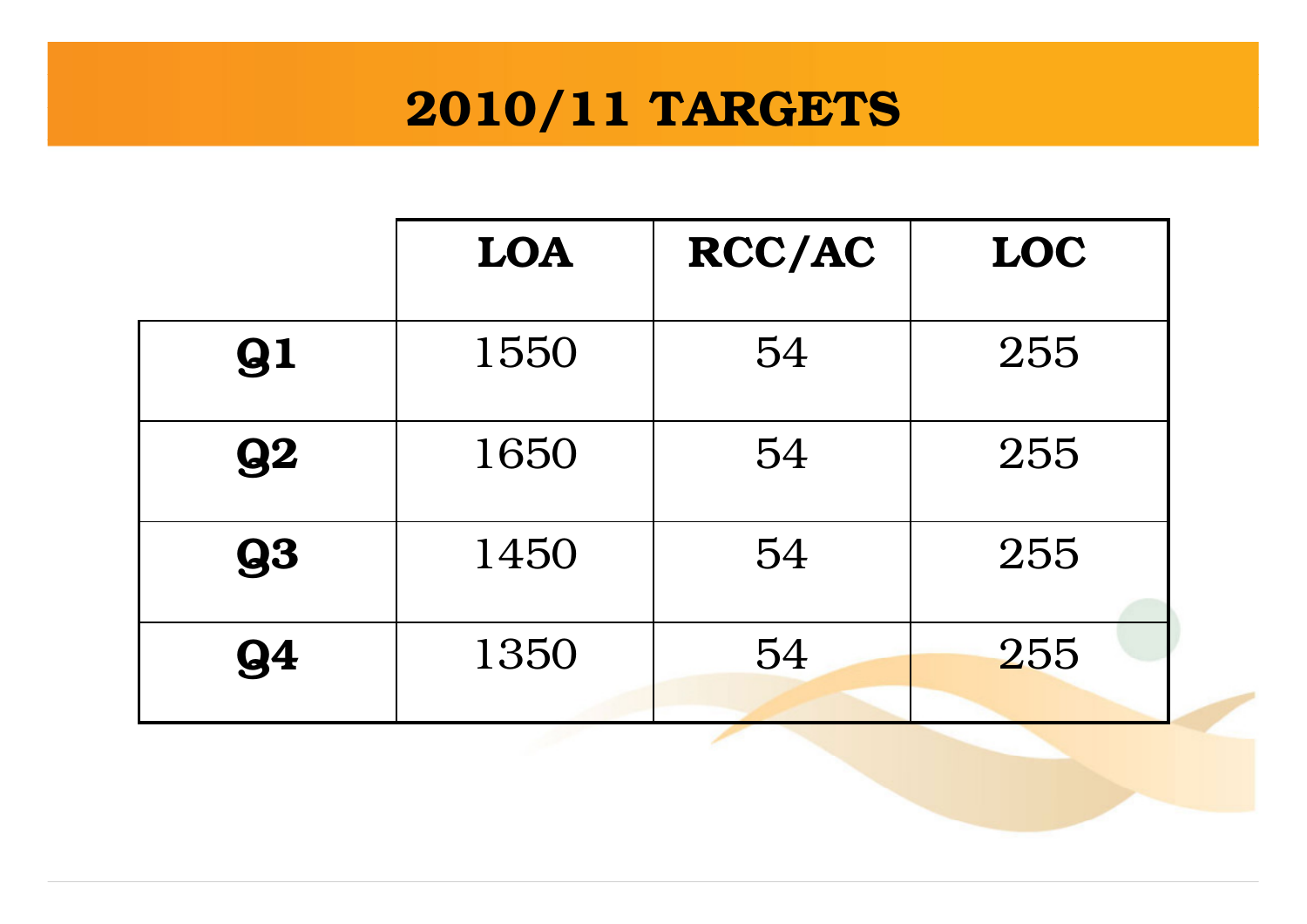# 2010/11 TARGETS

| | LOA | RCC/AC | LOC |
|---|---|---|---|
| **Q1** | 1550 | 54 | 255 |
| **Q2** | 1650 | 54 | 255 |
| **Q3** | 1450 | 54 | 255 |
| **Q4** | 1350 | 54 | 255 |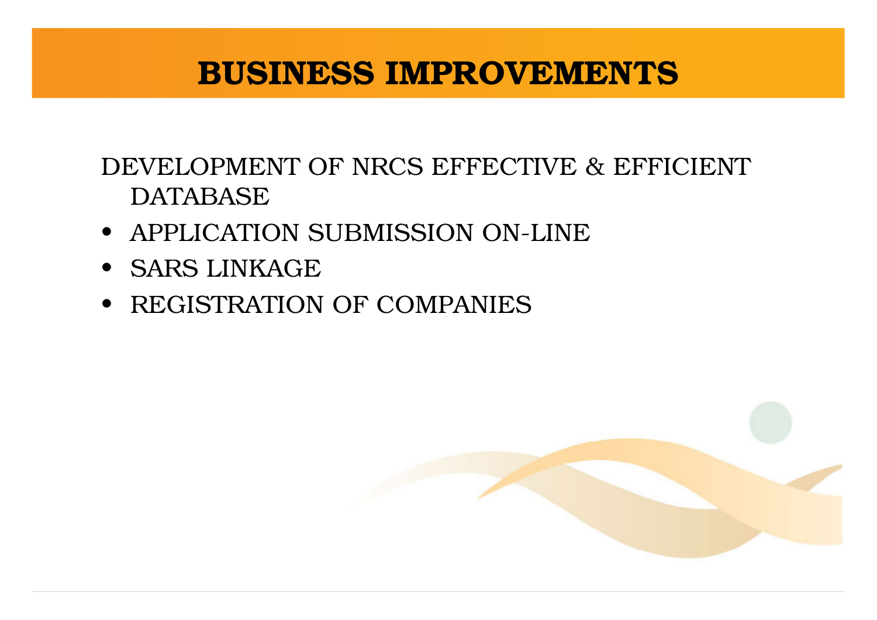# BUSINESS IMPROVEMENTS

DEVELOPMENT OF NRCS EFFECTIVE & EFFICIENT DATABASE

- APPLICATION SUBMISSION ON-LINE
- SARS LINKAGE
- REGISTRATION OF COMPANIES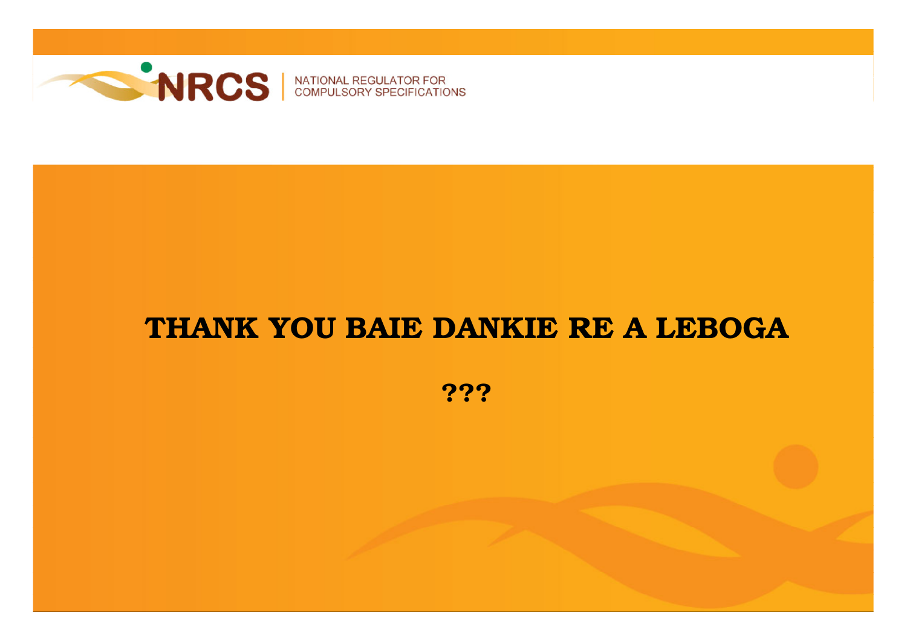# THANK YOU BAIE DANKIE RE A LEBOGA

**???**